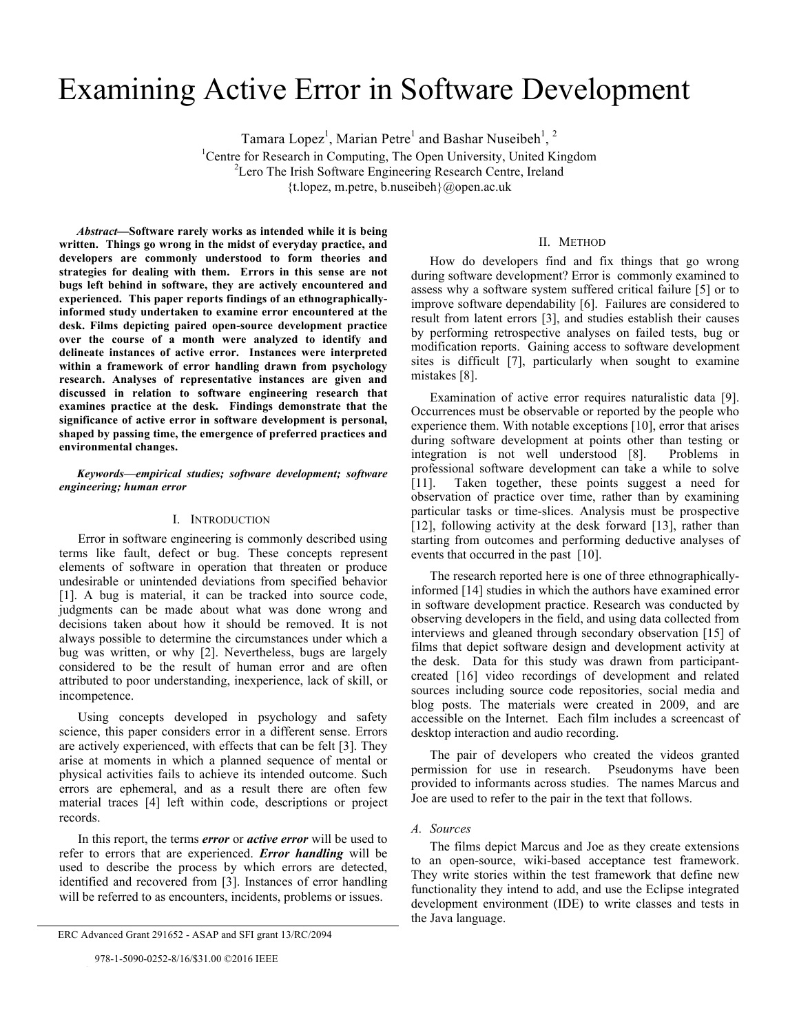# Examining Active Error in Software Development

Tamara Lopez[1], Marian Petre[1] and Bashar Nuseibeh[1, 2]

[1]Centre for Research in Computing, The Open University, United Kingdom

[2]Lero The Irish Software Engineering Research Centre, Ireland

{t.lopez, m.petre, b.nuseibeh}@open.ac.uk

***Abstract*—Software rarely works as intended while it is being written. Things go wrong in the midst of everyday practice, and developers are commonly understood to form theories and strategies for dealing with them. Errors in this sense are not bugs left behind in software, they are actively encountered and experienced. This paper reports findings of an ethnographically-informed study undertaken to examine error encountered at the desk. Films depicting paired open-source development practice over the course of a month were analyzed to identify and delineate instances of active error. Instances were interpreted within a framework of error handling drawn from psychology research. Analyses of representative instances are given and discussed in relation to software engineering research that examines practice at the desk. Findings demonstrate that the significance of active error in software development is personal, shaped by passing time, the emergence of preferred practices and environmental changes.**

***Keywords—empirical studies; software development; software engineering; human error***

## I. Introduction

Error in software engineering is commonly described using terms like fault, defect or bug. These concepts represent elements of software in operation that threaten or produce undesirable or unintended deviations from specified behavior [1]. A bug is material, it can be tracked into source code, judgments can be made about what was done wrong and decisions taken about how it should be removed. It is not always possible to determine the circumstances under which a bug was written, or why [2]. Nevertheless, bugs are largely considered to be the result of human error and are often attributed to poor understanding, inexperience, lack of skill, or incompetence.

Using concepts developed in psychology and safety science, this paper considers error in a different sense. Errors are actively experienced, with effects that can be felt [3]. They arise at moments in which a planned sequence of mental or physical activities fails to achieve its intended outcome. Such errors are ephemeral, and as a result there are often few material traces [4] left within code, descriptions or project records.

In this report, the terms ***error*** or ***active error*** will be used to refer to errors that are experienced. ***Error handling*** will be used to describe the process by which errors are detected, identified and recovered from [3]. Instances of error handling will be referred to as encounters, incidents, problems or issues.

ERC Advanced Grant 291652 - ASAP and SFI grant 13/RC/2094

978-1-5090-0252-8/16/$31.00 ©2016 IEEE

## II. Method

How do developers find and fix things that go wrong during software development? Error is commonly examined to assess why a software system suffered critical failure [5] or to improve software dependability [6]. Failures are considered to result from latent errors [3], and studies establish their causes by performing retrospective analyses on failed tests, bug or modification reports. Gaining access to software development sites is difficult [7], particularly when sought to examine mistakes [8].

Examination of active error requires naturalistic data [9]. Occurrences must be observable or reported by the people who experience them. With notable exceptions [10], error that arises during software development at points other than testing or integration is not well understood [8]. Problems in professional software development can take a while to solve [11]. Taken together, these points suggest a need for observation of practice over time, rather than by examining particular tasks or time-slices. Analysis must be prospective [12], following activity at the desk forward [13], rather than starting from outcomes and performing deductive analyses of events that occurred in the past [10].

The research reported here is one of three ethnographically-informed [14] studies in which the authors have examined error in software development practice. Research was conducted by observing developers in the field, and using data collected from interviews and gleaned through secondary observation [15] of films that depict software design and development activity at the desk. Data for this study was drawn from participant-created [16] video recordings of development and related sources including source code repositories, social media and blog posts. The materials were created in 2009, and are accessible on the Internet. Each film includes a screencast of desktop interaction and audio recording.

The pair of developers who created the videos granted permission for use in research. Pseudonyms have been provided to informants across studies. The names Marcus and Joe are used to refer to the pair in the text that follows.

### A. Sources

The films depict Marcus and Joe as they create extensions to an open-source, wiki-based acceptance test framework. They write stories within the test framework that define new functionality they intend to add, and use the Eclipse integrated development environment (IDE) to write classes and tests in the Java language.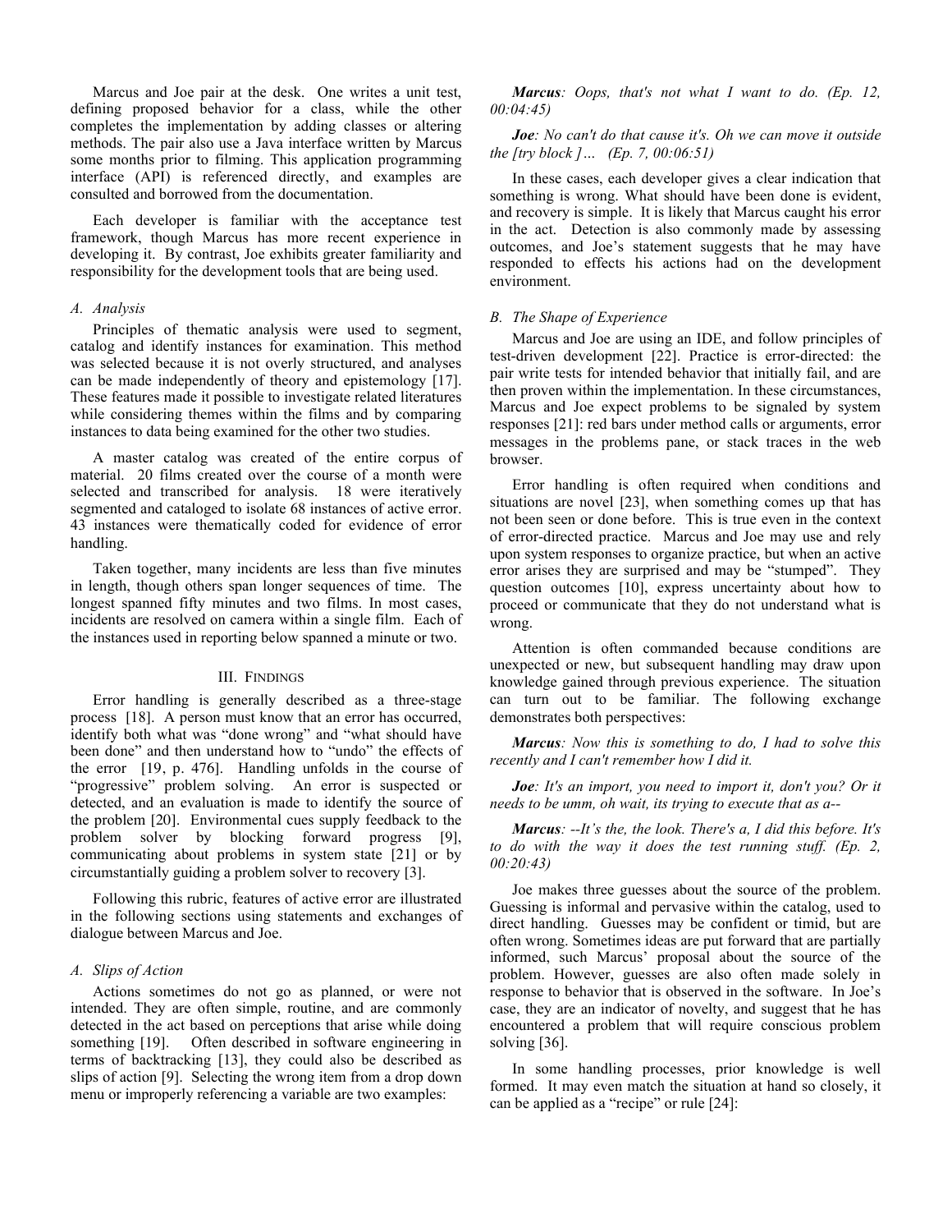Marcus and Joe pair at the desk. One writes a unit test, defining proposed behavior for a class, while the other completes the implementation by adding classes or altering methods. The pair also use a Java interface written by Marcus some months prior to filming. This application programming interface (API) is referenced directly, and examples are consulted and borrowed from the documentation.

Each developer is familiar with the acceptance test framework, though Marcus has more recent experience in developing it. By contrast, Joe exhibits greater familiarity and responsibility for the development tools that are being used.

### *A. Analysis*

Principles of thematic analysis were used to segment, catalog and identify instances for examination. This method was selected because it is not overly structured, and analyses can be made independently of theory and epistemology [17]. These features made it possible to investigate related literatures while considering themes within the films and by comparing instances to data being examined for the other two studies.

A master catalog was created of the entire corpus of material. 20 films created over the course of a month were selected and transcribed for analysis. 18 were iteratively segmented and cataloged to isolate 68 instances of active error. 43 instances were thematically coded for evidence of error handling.

Taken together, many incidents are less than five minutes in length, though others span longer sequences of time. The longest spanned fifty minutes and two films. In most cases, incidents are resolved on camera within a single film. Each of the instances used in reporting below spanned a minute or two.

## III. Findings

Error handling is generally described as a three-stage process [18]. A person must know that an error has occurred, identify both what was "done wrong" and "what should have been done" and then understand how to "undo" the effects of the error [19, p. 476]. Handling unfolds in the course of "progressive" problem solving. An error is suspected or detected, and an evaluation is made to identify the source of the problem [20]. Environmental cues supply feedback to the problem solver by blocking forward progress [9], communicating about problems in system state [21] or by circumstantially guiding a problem solver to recovery [3].

Following this rubric, features of active error are illustrated in the following sections using statements and exchanges of dialogue between Marcus and Joe.

### *A. Slips of Action*

Actions sometimes do not go as planned, or were not intended. They are often simple, routine, and are commonly detected in the act based on perceptions that arise while doing something [19]. Often described in software engineering in terms of backtracking [13], they could also be described as slips of action [9]. Selecting the wrong item from a drop down menu or improperly referencing a variable are two examples:

***Marcus****: Oops, that's not what I want to do. (Ep. 12, 00:04:45)*

***Joe****: No can't do that cause it's. Oh we can move it outside the [try block ]… (Ep. 7, 00:06:51)*

In these cases, each developer gives a clear indication that something is wrong. What should have been done is evident, and recovery is simple. It is likely that Marcus caught his error in the act. Detection is also commonly made by assessing outcomes, and Joe's statement suggests that he may have responded to effects his actions had on the development environment.

### *B. The Shape of Experience*

Marcus and Joe are using an IDE, and follow principles of test-driven development [22]. Practice is error-directed: the pair write tests for intended behavior that initially fail, and are then proven within the implementation. In these circumstances, Marcus and Joe expect problems to be signaled by system responses [21]: red bars under method calls or arguments, error messages in the problems pane, or stack traces in the web browser.

Error handling is often required when conditions and situations are novel [23], when something comes up that has not been seen or done before. This is true even in the context of error-directed practice. Marcus and Joe may use and rely upon system responses to organize practice, but when an active error arises they are surprised and may be "stumped". They question outcomes [10], express uncertainty about how to proceed or communicate that they do not understand what is wrong.

Attention is often commanded because conditions are unexpected or new, but subsequent handling may draw upon knowledge gained through previous experience. The situation can turn out to be familiar. The following exchange demonstrates both perspectives:

***Marcus****: Now this is something to do, I had to solve this recently and I can't remember how I did it.*

***Joe****: It's an import, you need to import it, don't you? Or it needs to be umm, oh wait, its trying to execute that as a--*

***Marcus****: --It's the, the look. There's a, I did this before. It's to do with the way it does the test running stuff. (Ep. 2, 00:20:43)*

Joe makes three guesses about the source of the problem. Guessing is informal and pervasive within the catalog, used to direct handling. Guesses may be confident or timid, but are often wrong. Sometimes ideas are put forward that are partially informed, such Marcus' proposal about the source of the problem. However, guesses are also often made solely in response to behavior that is observed in the software. In Joe's case, they are an indicator of novelty, and suggest that he has encountered a problem that will require conscious problem solving [36].

In some handling processes, prior knowledge is well formed. It may even match the situation at hand so closely, it can be applied as a "recipe" or rule [24]: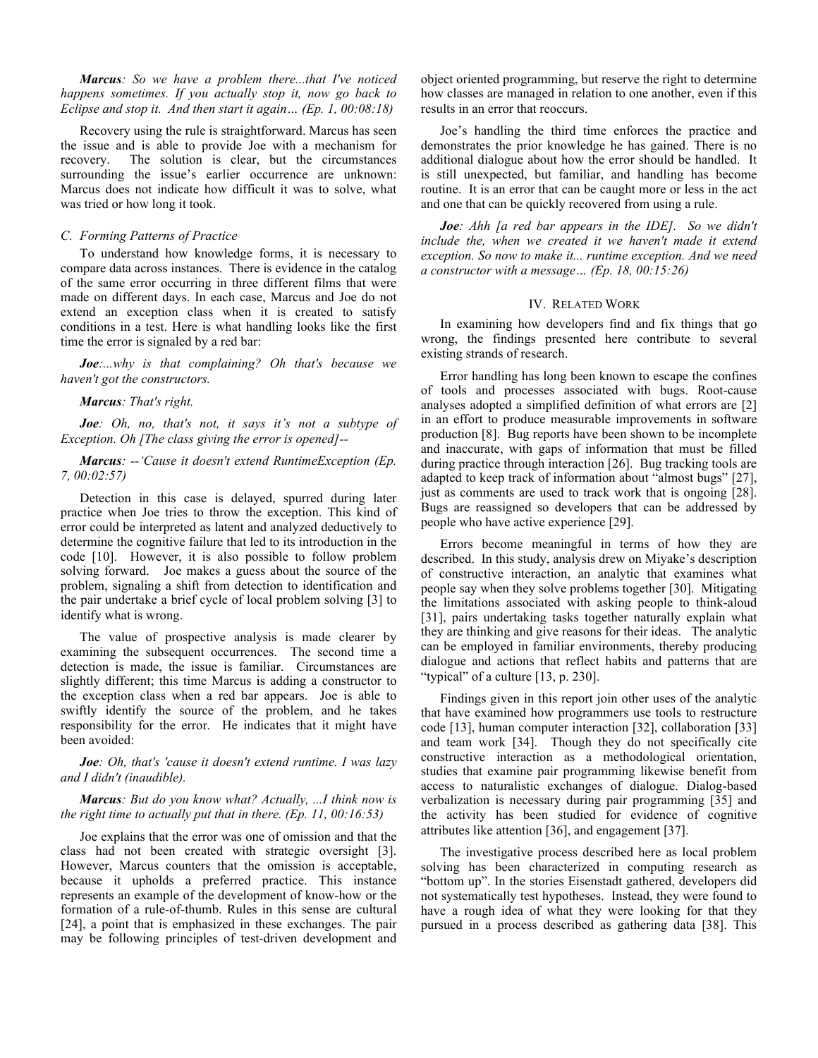***Marcus**: So we have a problem there...that I've noticed happens sometimes. If you actually stop it, now go back to Eclipse and stop it. And then start it again… (Ep. 1, 00:08:18)*

Recovery using the rule is straightforward. Marcus has seen the issue and is able to provide Joe with a mechanism for recovery. The solution is clear, but the circumstances surrounding the issue's earlier occurrence are unknown: Marcus does not indicate how difficult it was to solve, what was tried or how long it took.

### *C. Forming Patterns of Practice*

To understand how knowledge forms, it is necessary to compare data across instances. There is evidence in the catalog of the same error occurring in three different films that were made on different days. In each case, Marcus and Joe do not extend an exception class when it is created to satisfy conditions in a test. Here is what handling looks like the first time the error is signaled by a red bar:

***Joe**:...why is that complaining? Oh that's because we haven't got the constructors.*

***Marcus**: That's right.*

***Joe**: Oh, no, that's not, it says it's not a subtype of Exception. Oh [The class giving the error is opened]--*

***Marcus**: --'Cause it doesn't extend RuntimeException (Ep. 7, 00:02:57)*

Detection in this case is delayed, spurred during later practice when Joe tries to throw the exception. This kind of error could be interpreted as latent and analyzed deductively to determine the cognitive failure that led to its introduction in the code [10]. However, it is also possible to follow problem solving forward. Joe makes a guess about the source of the problem, signaling a shift from detection to identification and the pair undertake a brief cycle of local problem solving [3] to identify what is wrong.

The value of prospective analysis is made clearer by examining the subsequent occurrences. The second time a detection is made, the issue is familiar. Circumstances are slightly different; this time Marcus is adding a constructor to the exception class when a red bar appears. Joe is able to swiftly identify the source of the problem, and he takes responsibility for the error. He indicates that it might have been avoided:

***Joe**: Oh, that's 'cause it doesn't extend runtime. I was lazy and I didn't (inaudible).*

***Marcus**: But do you know what? Actually, ...I think now is the right time to actually put that in there. (Ep. 11, 00:16:53)*

Joe explains that the error was one of omission and that the class had not been created with strategic oversight [3]. However, Marcus counters that the omission is acceptable, because it upholds a preferred practice. This instance represents an example of the development of know-how or the formation of a rule-of-thumb. Rules in this sense are cultural [24], a point that is emphasized in these exchanges. The pair may be following principles of test-driven development and object oriented programming, but reserve the right to determine how classes are managed in relation to one another, even if this results in an error that reoccurs.

Joe's handling the third time enforces the practice and demonstrates the prior knowledge he has gained. There is no additional dialogue about how the error should be handled. It is still unexpected, but familiar, and handling has become routine. It is an error that can be caught more or less in the act and one that can be quickly recovered from using a rule.

***Joe**: Ahh [a red bar appears in the IDE]. So we didn't include the, when we created it we haven't made it extend exception. So now to make it... runtime exception. And we need a constructor with a message… (Ep. 18, 00:15:26)*

## IV. Related Work

In examining how developers find and fix things that go wrong, the findings presented here contribute to several existing strands of research.

Error handling has long been known to escape the confines of tools and processes associated with bugs. Root-cause analyses adopted a simplified definition of what errors are [2] in an effort to produce measurable improvements in software production [8]. Bug reports have been shown to be incomplete and inaccurate, with gaps of information that must be filled during practice through interaction [26]. Bug tracking tools are adapted to keep track of information about "almost bugs" [27], just as comments are used to track work that is ongoing [28]. Bugs are reassigned so developers that can be addressed by people who have active experience [29].

Errors become meaningful in terms of how they are described. In this study, analysis drew on Miyake's description of constructive interaction, an analytic that examines what people say when they solve problems together [30]. Mitigating the limitations associated with asking people to think-aloud [31], pairs undertaking tasks together naturally explain what they are thinking and give reasons for their ideas. The analytic can be employed in familiar environments, thereby producing dialogue and actions that reflect habits and patterns that are "typical" of a culture [13, p. 230].

Findings given in this report join other uses of the analytic that have examined how programmers use tools to restructure code [13], human computer interaction [32], collaboration [33] and team work [34]. Though they do not specifically cite constructive interaction as a methodological orientation, studies that examine pair programming likewise benefit from access to naturalistic exchanges of dialogue. Dialog-based verbalization is necessary during pair programming [35] and the activity has been studied for evidence of cognitive attributes like attention [36], and engagement [37].

The investigative process described here as local problem solving has been characterized in computing research as "bottom up". In the stories Eisenstadt gathered, developers did not systematically test hypotheses. Instead, they were found to have a rough idea of what they were looking for that they pursued in a process described as gathering data [38]. This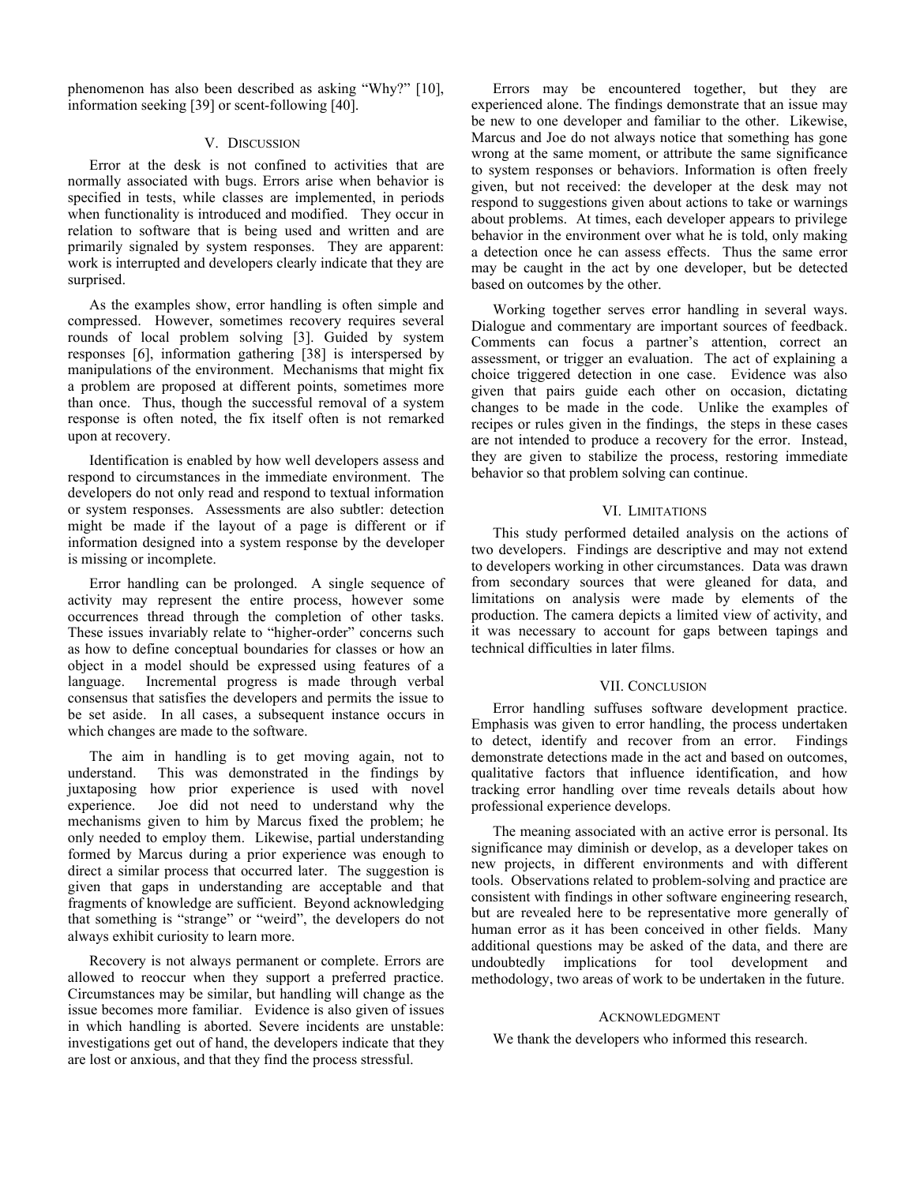phenomenon has also been described as asking "Why?" [10], information seeking [39] or scent-following [40].

## V. Discussion

Error at the desk is not confined to activities that are normally associated with bugs. Errors arise when behavior is specified in tests, while classes are implemented, in periods when functionality is introduced and modified. They occur in relation to software that is being used and written and are primarily signaled by system responses. They are apparent: work is interrupted and developers clearly indicate that they are surprised.

As the examples show, error handling is often simple and compressed. However, sometimes recovery requires several rounds of local problem solving [3]. Guided by system responses [6], information gathering [38] is interspersed by manipulations of the environment. Mechanisms that might fix a problem are proposed at different points, sometimes more than once. Thus, though the successful removal of a system response is often noted, the fix itself often is not remarked upon at recovery.

Identification is enabled by how well developers assess and respond to circumstances in the immediate environment. The developers do not only read and respond to textual information or system responses. Assessments are also subtler: detection might be made if the layout of a page is different or if information designed into a system response by the developer is missing or incomplete.

Error handling can be prolonged. A single sequence of activity may represent the entire process, however some occurrences thread through the completion of other tasks. These issues invariably relate to "higher-order" concerns such as how to define conceptual boundaries for classes or how an object in a model should be expressed using features of a language. Incremental progress is made through verbal consensus that satisfies the developers and permits the issue to be set aside. In all cases, a subsequent instance occurs in which changes are made to the software.

The aim in handling is to get moving again, not to understand. This was demonstrated in the findings by juxtaposing how prior experience is used with novel experience. Joe did not need to understand why the mechanisms given to him by Marcus fixed the problem; he only needed to employ them. Likewise, partial understanding formed by Marcus during a prior experience was enough to direct a similar process that occurred later. The suggestion is given that gaps in understanding are acceptable and that fragments of knowledge are sufficient. Beyond acknowledging that something is "strange" or "weird", the developers do not always exhibit curiosity to learn more.

Recovery is not always permanent or complete. Errors are allowed to reoccur when they support a preferred practice. Circumstances may be similar, but handling will change as the issue becomes more familiar. Evidence is also given of issues in which handling is aborted. Severe incidents are unstable: investigations get out of hand, the developers indicate that they are lost or anxious, and that they find the process stressful.

Errors may be encountered together, but they are experienced alone. The findings demonstrate that an issue may be new to one developer and familiar to the other. Likewise, Marcus and Joe do not always notice that something has gone wrong at the same moment, or attribute the same significance to system responses or behaviors. Information is often freely given, but not received: the developer at the desk may not respond to suggestions given about actions to take or warnings about problems. At times, each developer appears to privilege behavior in the environment over what he is told, only making a detection once he can assess effects. Thus the same error may be caught in the act by one developer, but be detected based on outcomes by the other.

Working together serves error handling in several ways. Dialogue and commentary are important sources of feedback. Comments can focus a partner's attention, correct an assessment, or trigger an evaluation. The act of explaining a choice triggered detection in one case. Evidence was also given that pairs guide each other on occasion, dictating changes to be made in the code. Unlike the examples of recipes or rules given in the findings, the steps in these cases are not intended to produce a recovery for the error. Instead, they are given to stabilize the process, restoring immediate behavior so that problem solving can continue.

## VI. Limitations

This study performed detailed analysis on the actions of two developers. Findings are descriptive and may not extend to developers working in other circumstances. Data was drawn from secondary sources that were gleaned for data, and limitations on analysis were made by elements of the production. The camera depicts a limited view of activity, and it was necessary to account for gaps between tapings and technical difficulties in later films.

## VII. Conclusion

Error handling suffuses software development practice. Emphasis was given to error handling, the process undertaken to detect, identify and recover from an error. Findings demonstrate detections made in the act and based on outcomes, qualitative factors that influence identification, and how tracking error handling over time reveals details about how professional experience develops.

The meaning associated with an active error is personal. Its significance may diminish or develop, as a developer takes on new projects, in different environments and with different tools. Observations related to problem-solving and practice are consistent with findings in other software engineering research, but are revealed here to be representative more generally of human error as it has been conceived in other fields. Many additional questions may be asked of the data, and there are undoubtedly implications for tool development and methodology, two areas of work to be undertaken in the future.

## Acknowledgment

We thank the developers who informed this research.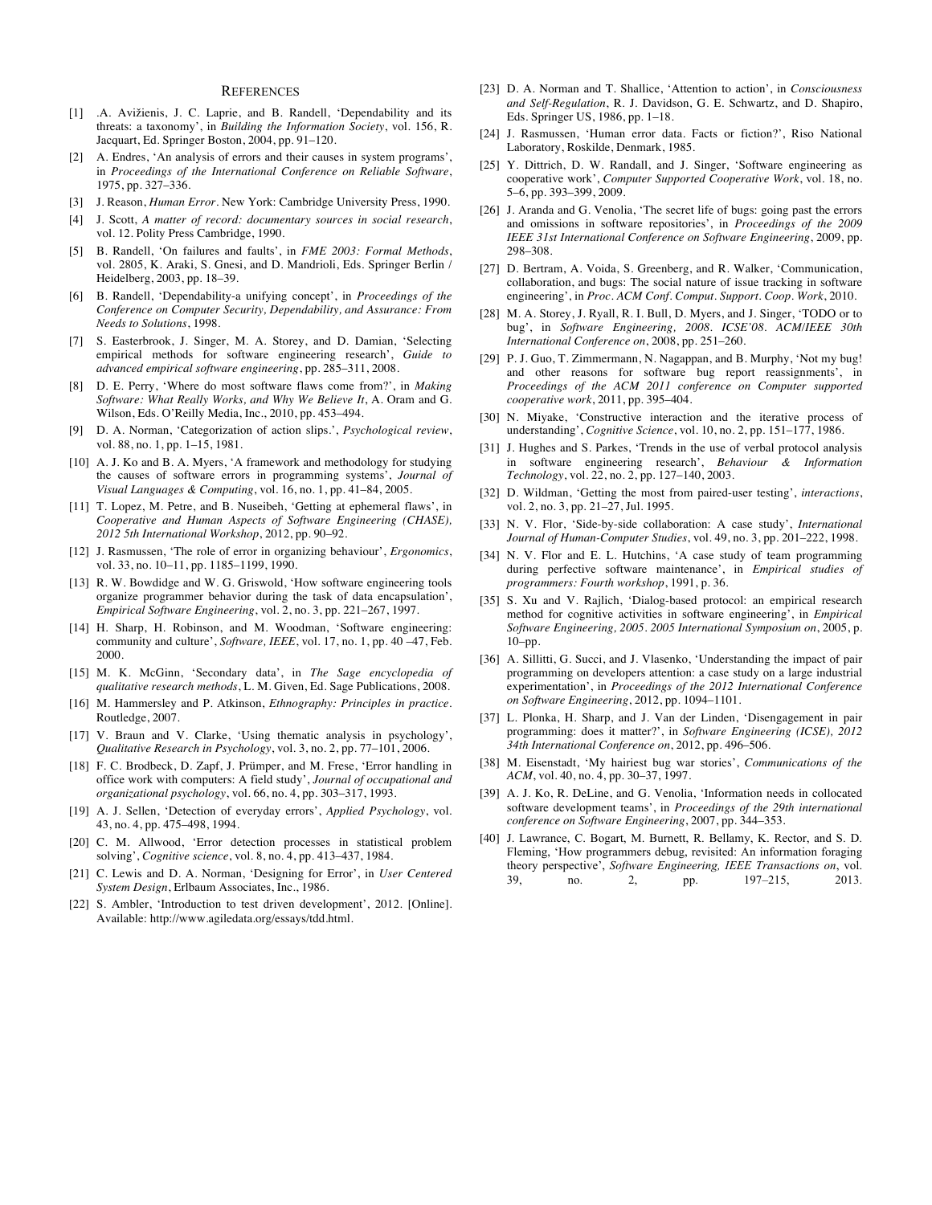## REFERENCES

[1] .A. Avižienis, J. C. Laprie, and B. Randell, 'Dependability and its threats: a taxonomy', in *Building the Information Society*, vol. 156, R. Jacquart, Ed. Springer Boston, 2004, pp. 91–120.

[2] A. Endres, 'An analysis of errors and their causes in system programs', in *Proceedings of the International Conference on Reliable Software*, 1975, pp. 327–336.

[3] J. Reason, *Human Error*. New York: Cambridge University Press, 1990.

[4] J. Scott, *A matter of record: documentary sources in social research*, vol. 12. Polity Press Cambridge, 1990.

[5] B. Randell, 'On failures and faults', in *FME 2003: Formal Methods*, vol. 2805, K. Araki, S. Gnesi, and D. Mandrioli, Eds. Springer Berlin / Heidelberg, 2003, pp. 18–39.

[6] B. Randell, 'Dependability-a unifying concept', in *Proceedings of the Conference on Computer Security, Dependability, and Assurance: From Needs to Solutions*, 1998.

[7] S. Easterbrook, J. Singer, M. A. Storey, and D. Damian, 'Selecting empirical methods for software engineering research', *Guide to advanced empirical software engineering*, pp. 285–311, 2008.

[8] D. E. Perry, 'Where do most software flaws come from?', in *Making Software: What Really Works, and Why We Believe It*, A. Oram and G. Wilson, Eds. O'Reilly Media, Inc., 2010, pp. 453–494.

[9] D. A. Norman, 'Categorization of action slips.', *Psychological review*, vol. 88, no. 1, pp. 1–15, 1981.

[10] A. J. Ko and B. A. Myers, 'A framework and methodology for studying the causes of software errors in programming systems', *Journal of Visual Languages & Computing*, vol. 16, no. 1, pp. 41–84, 2005.

[11] T. Lopez, M. Petre, and B. Nuseibeh, 'Getting at ephemeral flaws', in *Cooperative and Human Aspects of Software Engineering (CHASE), 2012 5th International Workshop*, 2012, pp. 90–92.

[12] J. Rasmussen, 'The role of error in organizing behaviour', *Ergonomics*, vol. 33, no. 10–11, pp. 1185–1199, 1990.

[13] R. W. Bowdidge and W. G. Griswold, 'How software engineering tools organize programmer behavior during the task of data encapsulation', *Empirical Software Engineering*, vol. 2, no. 3, pp. 221–267, 1997.

[14] H. Sharp, H. Robinson, and M. Woodman, 'Software engineering: community and culture', *Software, IEEE*, vol. 17, no. 1, pp. 40 –47, Feb. 2000.

[15] M. K. McGinn, 'Secondary data', in *The Sage encyclopedia of qualitative research methods*, L. M. Given, Ed. Sage Publications, 2008.

[16] M. Hammersley and P. Atkinson, *Ethnography: Principles in practice*. Routledge, 2007.

[17] V. Braun and V. Clarke, 'Using thematic analysis in psychology', *Qualitative Research in Psychology*, vol. 3, no. 2, pp. 77–101, 2006.

[18] F. C. Brodbeck, D. Zapf, J. Prümper, and M. Frese, 'Error handling in office work with computers: A field study', *Journal of occupational and organizational psychology*, vol. 66, no. 4, pp. 303–317, 1993.

[19] A. J. Sellen, 'Detection of everyday errors', *Applied Psychology*, vol. 43, no. 4, pp. 475–498, 1994.

[20] C. M. Allwood, 'Error detection processes in statistical problem solving', *Cognitive science*, vol. 8, no. 4, pp. 413–437, 1984.

[21] C. Lewis and D. A. Norman, 'Designing for Error', in *User Centered System Design*, Erlbaum Associates, Inc., 1986.

[22] S. Ambler, 'Introduction to test driven development', 2012. [Online]. Available: http://www.agiledata.org/essays/tdd.html.

[23] D. A. Norman and T. Shallice, 'Attention to action', in *Consciousness and Self-Regulation*, R. J. Davidson, G. E. Schwartz, and D. Shapiro, Eds. Springer US, 1986, pp. 1–18.

[24] J. Rasmussen, 'Human error data. Facts or fiction?', Riso National Laboratory, Roskilde, Denmark, 1985.

[25] Y. Dittrich, D. W. Randall, and J. Singer, 'Software engineering as cooperative work', *Computer Supported Cooperative Work*, vol. 18, no. 5–6, pp. 393–399, 2009.

[26] J. Aranda and G. Venolia, 'The secret life of bugs: going past the errors and omissions in software repositories', in *Proceedings of the 2009 IEEE 31st International Conference on Software Engineering*, 2009, pp. 298–308.

[27] D. Bertram, A. Voida, S. Greenberg, and R. Walker, 'Communication, collaboration, and bugs: The social nature of issue tracking in software engineering', in *Proc. ACM Conf. Comput. Support. Coop. Work*, 2010.

[28] M. A. Storey, J. Ryall, R. I. Bull, D. Myers, and J. Singer, 'TODO or to bug', in *Software Engineering, 2008. ICSE'08. ACM/IEEE 30th International Conference on*, 2008, pp. 251–260.

[29] P. J. Guo, T. Zimmermann, N. Nagappan, and B. Murphy, 'Not my bug! and other reasons for software bug report reassignments', in *Proceedings of the ACM 2011 conference on Computer supported cooperative work*, 2011, pp. 395–404.

[30] N. Miyake, 'Constructive interaction and the iterative process of understanding', *Cognitive Science*, vol. 10, no. 2, pp. 151–177, 1986.

[31] J. Hughes and S. Parkes, 'Trends in the use of verbal protocol analysis in software engineering research', *Behaviour & Information Technology*, vol. 22, no. 2, pp. 127–140, 2003.

[32] D. Wildman, 'Getting the most from paired-user testing', *interactions*, vol. 2, no. 3, pp. 21–27, Jul. 1995.

[33] N. V. Flor, 'Side-by-side collaboration: A case study', *International Journal of Human-Computer Studies*, vol. 49, no. 3, pp. 201–222, 1998.

[34] N. V. Flor and E. L. Hutchins, 'A case study of team programming during perfective software maintenance', in *Empirical studies of programmers: Fourth workshop*, 1991, p. 36.

[35] S. Xu and V. Rajlich, 'Dialog-based protocol: an empirical research method for cognitive activities in software engineering', in *Empirical Software Engineering, 2005. 2005 International Symposium on*, 2005, p. 10–pp.

[36] A. Sillitti, G. Succi, and J. Vlasenko, 'Understanding the impact of pair programming on developers attention: a case study on a large industrial experimentation', in *Proceedings of the 2012 International Conference on Software Engineering*, 2012, pp. 1094–1101.

[37] L. Plonka, H. Sharp, and J. Van der Linden, 'Disengagement in pair programming: does it matter?', in *Software Engineering (ICSE), 2012 34th International Conference on*, 2012, pp. 496–506.

[38] M. Eisenstadt, 'My hairiest bug war stories', *Communications of the ACM*, vol. 40, no. 4, pp. 30–37, 1997.

[39] A. J. Ko, R. DeLine, and G. Venolia, 'Information needs in collocated software development teams', in *Proceedings of the 29th international conference on Software Engineering*, 2007, pp. 344–353.

[40] J. Lawrance, C. Bogart, M. Burnett, R. Bellamy, K. Rector, and S. D. Fleming, 'How programmers debug, revisited: An information foraging theory perspective', *Software Engineering, IEEE Transactions on*, vol. 39, no. 2, pp. 197–215, 2013.